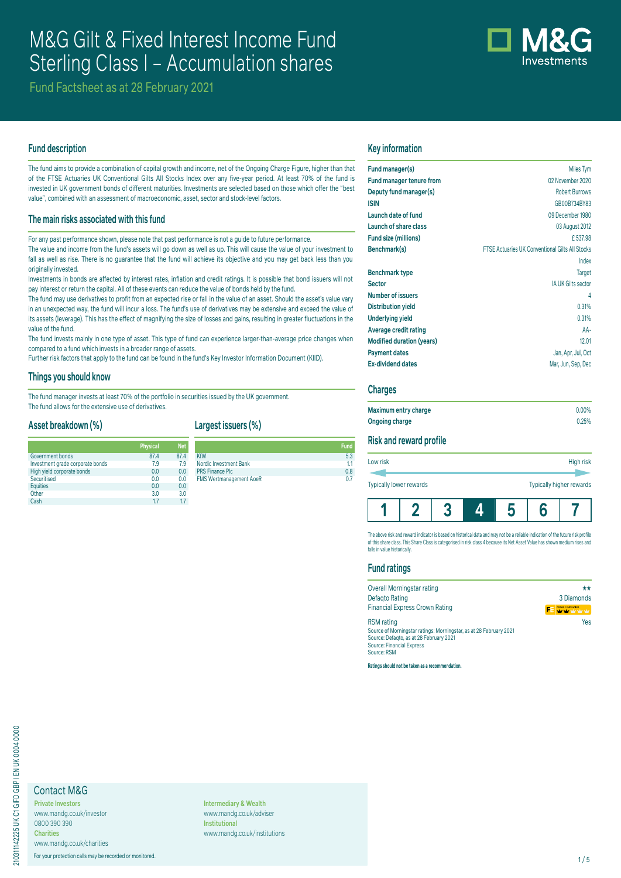# M&G Gilt & Fixed Interest Income Fund Sterling Class I – Accumulation shares

Fund Factsheet as at 28 February 2021

## Fund description

The fund aims to provide a combination of capital growth and income, net of the Ongoing Charge Figure, higher than that of the FTSE Actuaries UK Conventional Gilts All Stocks Index over any five-year period. At least 70% of the fund is invested in UK government bonds of different maturities. Investments are selected based on those which offer the "best value", combined with an assessment of macroeconomic, asset, sector and stock-level factors.

## The main risks associated with this fund

For any past performance shown, please note that past performance is not a guide to future performance.

The value and income from the fund's assets will go down as well as up. This will cause the value of your investment to fall as well as rise. There is no guarantee that the fund will achieve its objective and you may get back less than you originally invested.

Investments in bonds are affected by interest rates, inflation and credit ratings. It is possible that bond issuers will not pay interest or return the capital. All of these events can reduce the value of bonds held by the fund.

The fund may use derivatives to profit from an expected rise or fall in the value of an asset. Should the asset's value vary in an unexpected way, the fund will incur a loss. The fund's use of derivatives may be extensive and exceed the value of its assets (leverage). This has the effect of magnifying the size of losses and gains, resulting in greater fluctuations in the value of the fund.

The fund invests mainly in one type of asset. This type of fund can experience larger-than-average price changes when compared to a fund which invests in a broader range of assets.

Further risk factors that apply to the fund can be found in the fund's Key Investor Information Document (KIID).

## Things you should know

The fund manager invests at least 70% of the portfolio in securities issued by the UK government.
The fund allows for the extensive use of derivatives.

## Asset breakdown (%)

| | Physical | Net |
|---|---|---|
| Government bonds | 87.4 | 87.4 |
| Investment grade corporate bonds | 7.9 | 7.9 |
| High yield corporate bonds | 0.0 | 0.0 |
| Securitised | 0.0 | 0.0 |
| Equities | 0.0 | 0.0 |
| Other | 3.0 | 3.0 |
| Cash | 1.7 | 1.7 |

## Largest issuers (%)

| | Fund |
|---|---|
| KfW | 5.3 |
| Nordic Investment Bank | 1.1 |
| PRS Finance Plc | 0.8 |
| FMS Wertmanagement AoeR | 0.7 |

## Key information

| | |
|---|---|
| **Fund manager(s)** | Miles Tym |
| **Fund manager tenure from** | 02 November 2020 |
| **Deputy fund manager(s)** | Robert Burrows |
| **ISIN** | GB00B734BY83 |
| **Launch date of fund** | 09 December 1980 |
| **Launch of share class** | 03 August 2012 |
| **Fund size (millions)** | £ 537.98 |
| **Benchmark(s)** | FTSE Actuaries UK Conventional Gilts All Stocks Index |
| **Benchmark type** | Target |
| **Sector** | IA UK Gilts sector |
| **Number of issuers** | 4 |
| **Distribution yield** | 0.31% |
| **Underlying yield** | 0.31% |
| **Average credit rating** | AA- |
| **Modified duration (years)** | 12.01 |
| **Payment dates** | Jan, Apr, Jul, Oct |
| **Ex-dividend dates** | Mar, Jun, Sep, Dec |

## Charges

| | |
|---|---|
| **Maximum entry charge** | 0.00% |
| **Ongoing charge** | 0.25% |

## Risk and reward profile

Low risk — High risk

Typically lower rewards — Typically higher rewards

| 1 | 2 | 3 | **4** | 5 | 6 | 7 |
|---|---|---|---|---|---|---|

The above risk and reward indicator is based on historical data and may not be a reliable indication of the future risk profile of this share class. This Share Class is categorised in risk class 4 because its Net Asset Value has shown medium rises and falls in value historically.

## Fund ratings

| | |
|---|---|
| Overall Morningstar rating | ★★ |
| Defaqto Rating | 3 Diamonds |
| Financial Express Crown Rating | |
| RSM rating | Yes |

Source of Morningstar ratings: Morningstar, as at 28 February 2021
Source: Defaqto, as at 28 February 2021
Source: Financial Express
Source: RSM

**Ratings should not be taken as a recommendation.**

## Contact M&G

**Private Investors**
www.mandg.co.uk/investor
0800 390 390

**Charities**
www.mandg.co.uk/charities

**Intermediary & Wealth**
www.mandg.co.uk/adviser

**Institutional**
www.mandg.co.uk/institutions

For your protection calls may be recorded or monitored.

210311142225 UK C1 GIFD GBP I EN UK 0004 0000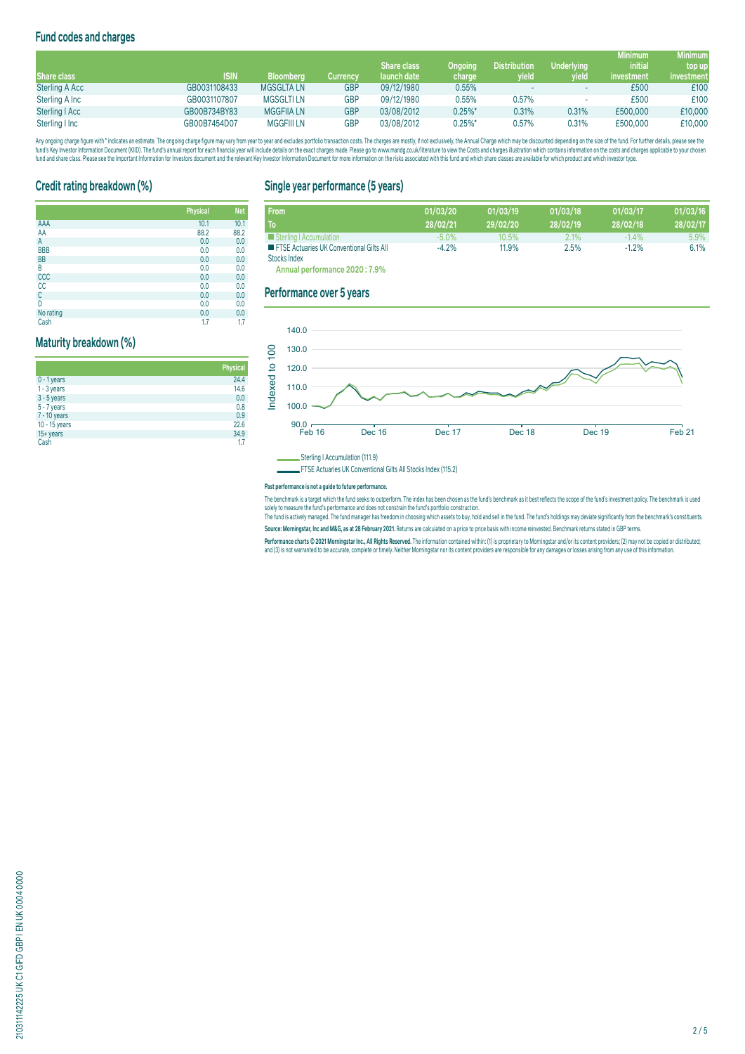## Fund codes and charges

| Share class | ISIN | Bloomberg | Currency | Share class launch date | Ongoing charge | Distribution yield | Underlying yield | Minimum initial investment | Minimum top up investment |
|---|---|---|---|---|---|---|---|---|---|
| Sterling A Acc | GB0031108433 | MGSGLTA LN | GBP | 09/12/1980 | 0.55% | - | - | £500 | £100 |
| Sterling A Inc | GB0031107807 | MGSGLTI LN | GBP | 09/12/1980 | 0.55% | 0.57% | - | £500 | £100 |
| Sterling I Acc | GB00B734BY83 | MGGFIIA LN | GBP | 03/08/2012 | 0.25%* | 0.31% | 0.31% | £500,000 | £10,000 |
| Sterling I Inc | GB00B7454D07 | MGGFIII LN | GBP | 03/08/2012 | 0.25%* | 0.57% | 0.31% | £500,000 | £10,000 |

Any ongoing charge figure with * indicates an estimate. The ongoing charge figure may vary from year to year and excludes portfolio transaction costs. The charges are mostly, if not exclusively, the Annual Charge which may be discounted depending on the size of the fund. For further details, please see the fund's Key Investor Information Document (KIID). The fund's annual report for each financial year will include details on the exact charges made. Please go to www.mandg.co.uk/literature to view the Costs and charges illustration which contains information on the costs and charges applicable to your chosen fund and share class. Please see the Important Information for Investors document and the relevant Key Investor Information Document for more information on the risks associated with this fund and which share classes are available for which product and which investor type.

## Credit rating breakdown (%)

| | Physical | Net |
|---|---|---|
| AAA | 10.1 | 10.1 |
| AA | 88.2 | 88.2 |
| A | 0.0 | 0.0 |
| BBB | 0.0 | 0.0 |
| BB | 0.0 | 0.0 |
| B | 0.0 | 0.0 |
| CCC | 0.0 | 0.0 |
| CC | 0.0 | 0.0 |
| C | 0.0 | 0.0 |
| D | 0.0 | 0.0 |
| No rating | 0.0 | 0.0 |
| Cash | 1.7 | 1.7 |

## Maturity breakdown (%)

| | Physical |
|---|---|
| 0 - 1 years | 24.4 |
| 1 - 3 years | 14.6 |
| 3 - 5 years | 0.0 |
| 5 - 7 years | 0.8 |
| 7 - 10 years | 0.9 |
| 10 - 15 years | 22.6 |
| 15+ years | 34.9 |
| Cash | 1.7 |

## Single year performance (5 years)

| From<br>To | 01/03/20<br>28/02/21 | 01/03/19<br>29/02/20 | 01/03/18<br>28/02/19 | 01/03/17<br>28/02/18 | 01/03/16<br>28/02/17 |
|---|---|---|---|---|---|
| Sterling I Accumulation | -5.0% | 10.5% | 2.1% | -1.4% | 5.9% |
| FTSE Actuaries UK Conventional Gilts All Stocks Index | -4.2% | 11.9% | 2.5% | -1.2% | 6.1% |

**Annual performance 2020 : 7.9%**

## Performance over 5 years

Sterling I Accumulation (111.9)

FTSE Actuaries UK Conventional Gilts All Stocks Index (115.2)

**Past performance is not a guide to future performance.**

The benchmark is a target which the fund seeks to outperform. The index has been chosen as the fund's benchmark as it best reflects the scope of the fund's investment policy. The benchmark is used solely to measure the fund's performance and does not constrain the fund's portfolio construction.

The fund is actively managed. The fund manager has freedom in choosing which assets to buy, hold and sell in the fund. The fund's holdings may deviate significantly from the benchmark's constituents.

**Source: Morningstar, Inc and M&G, as at 28 February 2021.** Returns are calculated on a price to price basis with income reinvested. Benchmark returns stated in GBP terms.

**Performance charts © 2021 Morningstar Inc., All Rights Reserved.** The information contained within: (1) is proprietary to Morningstar and/or its content providers; (2) may not be copied or distributed; and (3) is not warranted to be accurate, complete or timely. Neither Morningstar nor its content providers are responsible for any damages or losses arising from any use of this information.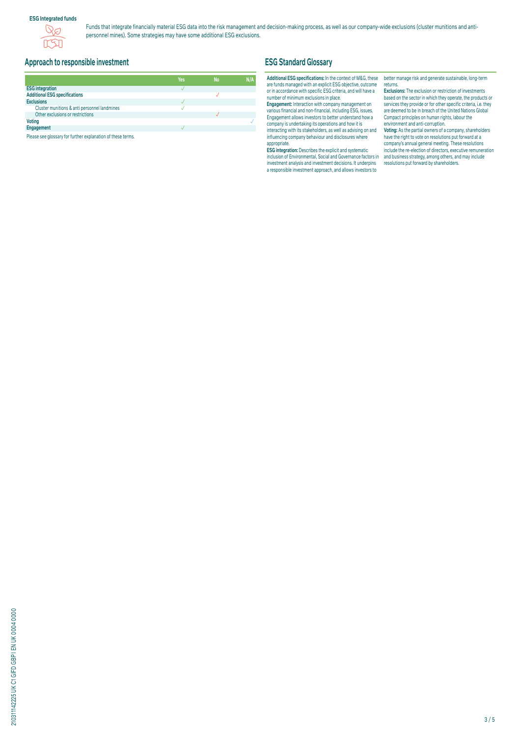**ESG Integrated funds**

Funds that integrate financially material ESG data into the risk management and decision-making process, as well as our company-wide exclusions (cluster munitions and anti-personnel mines). Some strategies may have some additional ESG exclusions.

## Approach to responsible investment

| | Yes | No | N/A |
|---|---|---|---|
| **ESG integration** | ✓ | | |
| **Additional ESG specifications** | | ✓ | |
| **Exclusions** | ✓ | | |
| Cluster munitions & anti personnel landmines | ✓ | | |
| Other exclusions or restrictions | | ✓ | |
| **Voting** | | | ✓ |
| **Engagement** | ✓ | | |

Please see glossary for further explanation of these terms.

## ESG Standard Glossary

**Additional ESG specifications:** In the context of M&G, these are funds managed with an explicit ESG objective, outcome or in accordance with specific ESG criteria, and will have a number of minimum exclusions in place.

**Engagement:** Interaction with company management on various financial and non-financial, including ESG, issues. Engagement allows investors to better understand how a company is undertaking its operations and how it is interacting with its stakeholders, as well as advising on and influencing company behaviour and disclosures where appropriate.

**ESG integration:** Describes the explicit and systematic inclusion of Environmental, Social and Governance factors in investment analysis and investment decisions. It underpins a responsible investment approach, and allows investors to better manage risk and generate sustainable, long-term returns.

**Exclusions:** The exclusion or restriction of investments based on the sector in which they operate, the products or services they provide or for other specific criteria, i.e. they are deemed to be in breach of the United Nations Global Compact principles on human rights, labour the environment and anti-corruption.

**Voting:** As the partial owners of a company, shareholders have the right to vote on resolutions put forward at a company's annual general meeting. These resolutions include the re-election of directors, executive remuneration and business strategy, among others, and may include resolutions put forward by shareholders.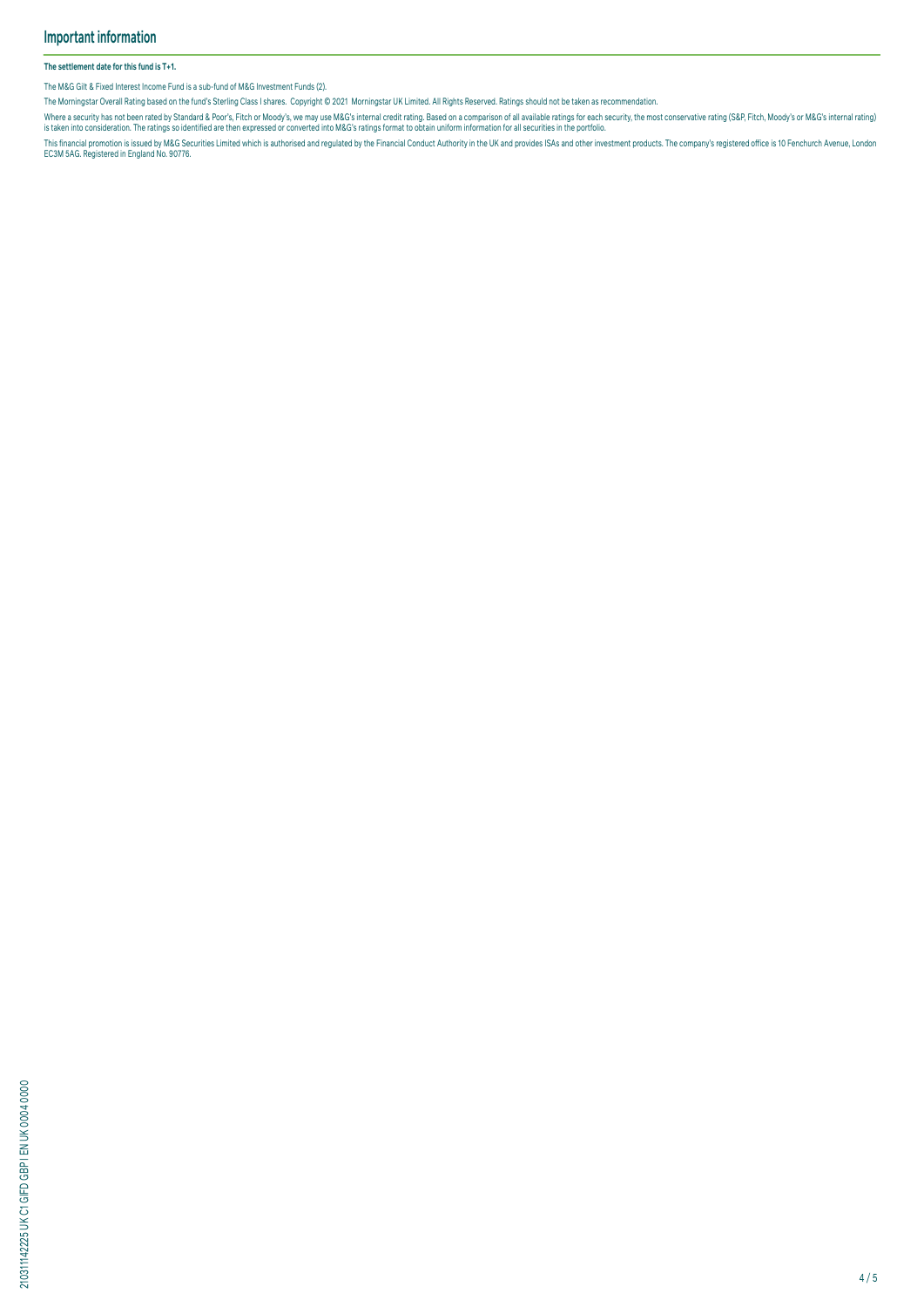## Important information

**The settlement date for this fund is T+1.**

The M&G Gilt & Fixed Interest Income Fund is a sub-fund of M&G Investment Funds (2).

The Morningstar Overall Rating based on the fund's Sterling Class I shares. Copyright © 2021 Morningstar UK Limited. All Rights Reserved. Ratings should not be taken as recommendation.

Where a security has not been rated by Standard & Poor's, Fitch or Moody's, we may use M&G's internal credit rating. Based on a comparison of all available ratings for each security, the most conservative rating (S&P, Fitch, Moody's or M&G's internal rating) is taken into consideration. The ratings so identified are then expressed or converted into M&G's ratings format to obtain uniform information for all securities in the portfolio.

This financial promotion is issued by M&G Securities Limited which is authorised and regulated by the Financial Conduct Authority in the UK and provides ISAs and other investment products. The company's registered office is 10 Fenchurch Avenue, London EC3M 5AG. Registered in England No. 90776.

210311142225 UK C1 GIFD GBP I EN UK 0004 0000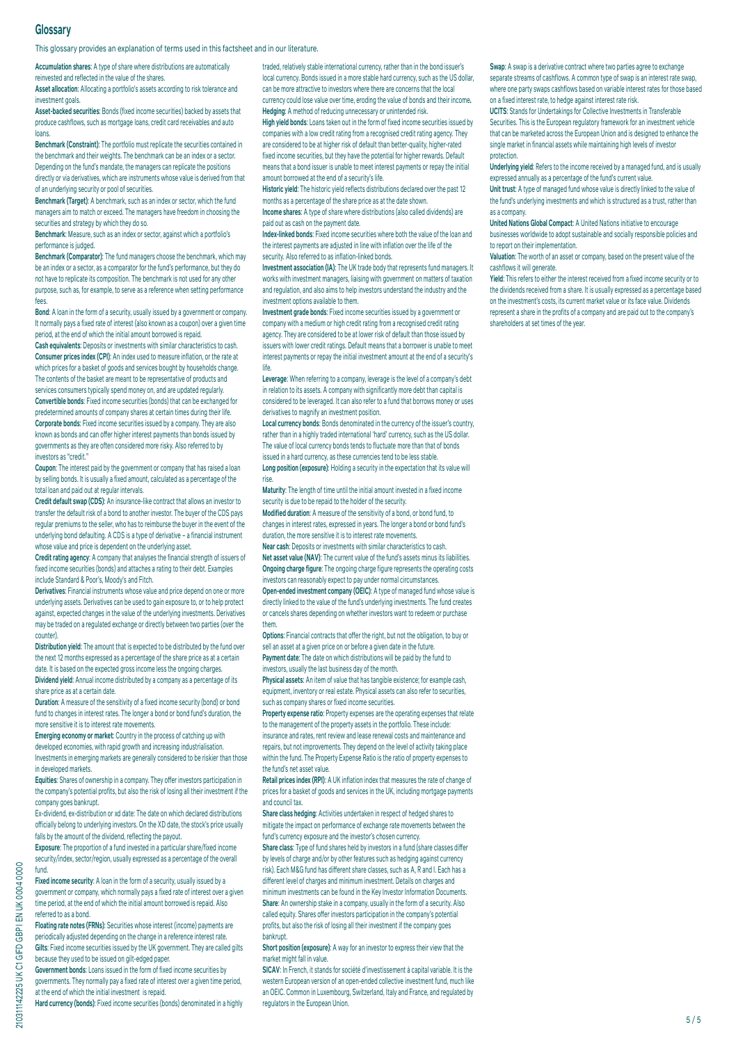## Glossary

This glossary provides an explanation of terms used in this factsheet and in our literature.

**Accumulation shares**: A type of share where distributions are automatically reinvested and reflected in the value of the shares.

**Asset allocation**: Allocating a portfolio's assets according to risk tolerance and investment goals.

**Asset-backed securities**: Bonds (fixed income securities) backed by assets that produce cashflows, such as mortgage loans, credit card receivables and auto loans.

**Benchmark (Constraint)**: The portfolio must replicate the securities contained in the benchmark and their weights. The benchmark can be an index or a sector. Depending on the fund's mandate, the managers can replicate the positions directly or via derivatives, which are instruments whose value is derived from that of an underlying security or pool of securities.

**Benchmark (Target)**: A benchmark, such as an index or sector, which the fund managers aim to match or exceed. The managers have freedom in choosing the securities and strategy by which they do so.

**Benchmark**: Measure, such as an index or sector, against which a portfolio's performance is judged.

**Benchmark (Comparator)**: The fund managers choose the benchmark, which may be an index or a sector, as a comparator for the fund's performance, but they do not have to replicate its composition. The benchmark is not used for any other purpose, such as, for example, to serve as a reference when setting performance fees.

**Bond**: A loan in the form of a security, usually issued by a government or company. It normally pays a fixed rate of interest (also known as a coupon) over a given time period, at the end of which the initial amount borrowed is repaid.

**Cash equivalents**: Deposits or investments with similar characteristics to cash.

**Consumer prices index (CPI)**: An index used to measure inflation, or the rate at which prices for a basket of goods and services bought by households change. The contents of the basket are meant to be representative of products and services consumers typically spend money on, and are updated regularly.

**Convertible bonds**: Fixed income securities (bonds) that can be exchanged for predetermined amounts of company shares at certain times during their life.

**Corporate bonds**: Fixed income securities issued by a company. They are also known as bonds and can offer higher interest payments than bonds issued by governments as they are often considered more risky. Also referred to by investors as "credit."

**Coupon**: The interest paid by the government or company that has raised a loan by selling bonds. It is usually a fixed amount, calculated as a percentage of the total loan and paid out at regular intervals.

**Credit default swap (CDS)**: An insurance-like contract that allows an investor to transfer the default risk of a bond to another investor. The buyer of the CDS pays regular premiums to the seller, who has to reimburse the buyer in the event of the underlying bond defaulting. A CDS is a type of derivative – a financial instrument whose value and price is dependent on the underlying asset.

**Credit rating agency**: A company that analyses the financial strength of issuers of fixed income securities (bonds) and attaches a rating to their debt. Examples include Standard & Poor's, Moody's and Fitch.

**Derivatives**: Financial instruments whose value and price depend on one or more underlying assets. Derivatives can be used to gain exposure to, or to help protect against, expected changes in the value of the underlying investments. Derivatives may be traded on a regulated exchange or directly between two parties (over the counter).

**Distribution yield**: The amount that is expected to be distributed by the fund over the next 12 months expressed as a percentage of the share price as at a certain date. It is based on the expected gross income less the ongoing charges.

**Dividend yield**: Annual income distributed by a company as a percentage of its share price as at a certain date.

**Duration**: A measure of the sensitivity of a fixed income security (bond) or bond fund to changes in interest rates. The longer a bond or bond fund's duration, the more sensitive it is to interest rate movements.

**Emerging economy or market**: Country in the process of catching up with developed economies, with rapid growth and increasing industrialisation. Investments in emerging markets are generally considered to be riskier than those in developed markets.

**Equities**: Shares of ownership in a company. They offer investors participation in the company's potential profits, but also the risk of losing all their investment if the company goes bankrupt.

Ex-dividend, ex-distribution or xd date: The date on which declared distributions officially belong to underlying investors. On the XD date, the stock's price usually falls by the amount of the dividend, reflecting the payout.

**Exposure**: The proportion of a fund invested in a particular share/fixed income security/index, sector/region, usually expressed as a percentage of the overall fund.

**Fixed income security**: A loan in the form of a security, usually issued by a government or company, which normally pays a fixed rate of interest over a given time period, at the end of which the initial amount borrowed is repaid. Also referred to as a bond.

**Floating rate notes (FRNs)**: Securities whose interest (income) payments are periodically adjusted depending on the change in a reference interest rate.

**Gilts**: Fixed income securities issued by the UK government. They are called gilts because they used to be issued on gilt-edged paper.

**Government bonds**: Loans issued in the form of fixed income securities by governments. They normally pay a fixed rate of interest over a given time period, at the end of which the initial investment is repaid.

**Hard currency (bonds)**: Fixed income securities (bonds) denominated in a highly traded, relatively stable international currency, rather than in the bond issuer's local currency. Bonds issued in a more stable hard currency, such as the US dollar, can be more attractive to investors where there are concerns that the local currency could lose value over time, eroding the value of bonds and their income.

**Hedging**: A method of reducing unnecessary or unintended risk.

**High yield bonds**: Loans taken out in the form of fixed income securities issued by companies with a low credit rating from a recognised credit rating agency. They are considered to be at higher risk of default than better-quality, higher-rated fixed income securities, but they have the potential for higher rewards. Default means that a bond issuer is unable to meet interest payments or repay the initial amount borrowed at the end of a security's life.

**Historic yield**: The historic yield reflects distributions declared over the past 12 months as a percentage of the share price as at the date shown.

**Income shares**: A type of share where distributions (also called dividends) are paid out as cash on the payment date.

**Index-linked bonds**: Fixed income securities where both the value of the loan and the interest payments are adjusted in line with inflation over the life of the security. Also referred to as inflation-linked bonds.

**Investment association (IA)**: The UK trade body that represents fund managers. It works with investment managers, liaising with government on matters of taxation and regulation, and also aims to help investors understand the industry and the investment options available to them.

**Investment grade bonds**: Fixed income securities issued by a government or company with a medium or high credit rating from a recognised credit rating agency. They are considered to be at lower risk of default than those issued by issuers with lower credit ratings. Default means that a borrower is unable to meet interest payments or repay the initial investment amount at the end of a security's life.

**Leverage**: When referring to a company, leverage is the level of a company's debt in relation to its assets. A company with significantly more debt than capital is considered to be leveraged. It can also refer to a fund that borrows money or uses derivatives to magnify an investment position.

**Local currency bonds**: Bonds denominated in the currency of the issuer's country, rather than in a highly traded international 'hard' currency, such as the US dollar. The value of local currency bonds tends to fluctuate more than that of bonds issued in a hard currency, as these currencies tend to be less stable.

**Long position (exposure)**: Holding a security in the expectation that its value will rise.

**Maturity**: The length of time until the initial amount invested in a fixed income security is due to be repaid to the holder of the security.

**Modified duration**: A measure of the sensitivity of a bond, or bond fund, to changes in interest rates, expressed in years. The longer a bond or bond fund's duration, the more sensitive it is to interest rate movements.

**Near cash**: Deposits or investments with similar characteristics to cash.

**Net asset value (NAV)**: The current value of the fund's assets minus its liabilities.

**Ongoing charge figure**: The ongoing charge figure represents the operating costs investors can reasonably expect to pay under normal circumstances.

**Open-ended investment company (OEIC)**: A type of managed fund whose value is directly linked to the value of the fund's underlying investments. The fund creates or cancels shares depending on whether investors want to redeem or purchase them.

**Options**: Financial contracts that offer the right, but not the obligation, to buy or sell an asset at a given price on or before a given date in the future.

**Payment date**: The date on which distributions will be paid by the fund to investors, usually the last business day of the month.

**Physical assets**: An item of value that has tangible existence; for example cash, equipment, inventory or real estate. Physical assets can also refer to securities, such as company shares or fixed income securities.

**Property expense ratio**: Property expenses are the operating expenses that relate to the management of the property assets in the portfolio. These include: insurance and rates, rent review and lease renewal costs and maintenance and repairs, but not improvements. They depend on the level of activity taking place within the fund. The Property Expense Ratio is the ratio of property expenses to the fund's net asset value.

**Retail prices index (RPI)**: A UK inflation index that measures the rate of change of prices for a basket of goods and services in the UK, including mortgage payments and council tax.

**Share class hedging**: Activities undertaken in respect of hedged shares to mitigate the impact on performance of exchange rate movements between the fund's currency exposure and the investor's chosen currency.

**Share class**: Type of fund shares held by investors in a fund (share classes differ by levels of charge and/or by other features such as hedging against currency risk). Each M&G fund has different share classes, such as A, R and I. Each has a different level of charges and minimum investment. Details on charges and minimum investments can be found in the Key Investor Information Documents.

**Share**: An ownership stake in a company, usually in the form of a security. Also called equity. Shares offer investors participation in the company's potential profits, but also the risk of losing all their investment if the company goes bankrupt.

**Short position (exposure)**: A way for an investor to express their view that the market might fall in value.

**SICAV**: In French, it stands for société d'investissement à capital variable. It is the western European version of an open-ended collective investment fund, much like an OEIC. Common in Luxembourg, Switzerland, Italy and France, and regulated by regulators in the European Union.

**Swap**: A swap is a derivative contract where two parties agree to exchange separate streams of cashflows. A common type of swap is an interest rate swap, where one party swaps cashflows based on variable interest rates for those based on a fixed interest rate, to hedge against interest rate risk.

**UCITS**: Stands for Undertakings for Collective Investments in Transferable Securities. This is the European regulatory framework for an investment vehicle that can be marketed across the European Union and is designed to enhance the single market in financial assets while maintaining high levels of investor protection.

**Underlying yield**: Refers to the income received by a managed fund, and is usually expressed annually as a percentage of the fund's current value.

**Unit trust**: A type of managed fund whose value is directly linked to the value of the fund's underlying investments and which is structured as a trust, rather than as a company.

**United Nations Global Compact**: A United Nations initiative to encourage businesses worldwide to adopt sustainable and socially responsible policies and to report on their implementation.

**Valuation**: The worth of an asset or company, based on the present value of the cashflows it will generate.

**Yield**: This refers to either the interest received from a fixed income security or to the dividends received from a share. It is usually expressed as a percentage based on the investment's costs, its current market value or its face value. Dividends represent a share in the profits of a company and are paid out to the company's shareholders at set times of the year.

210311142225 UK C1 GFD GBP I EN UK 0004 0000